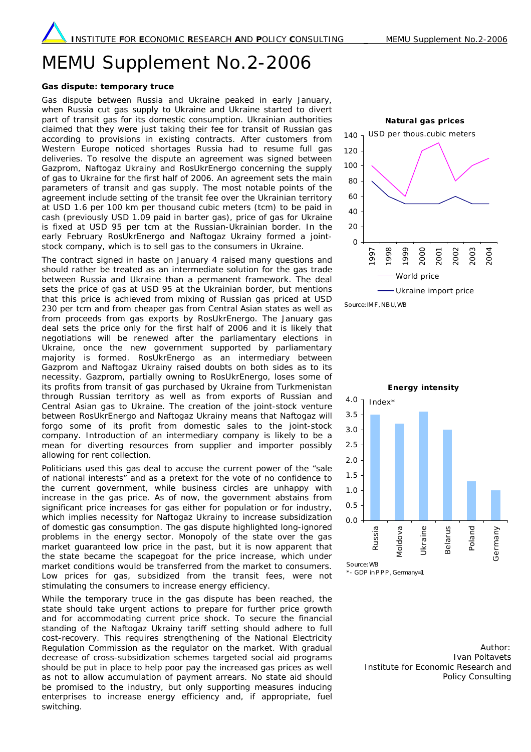# MEMU Supplement No.2-2006

**Gas dispute: temporary truce**

Gas dispute between Russia and Ukraine peaked in early January, when Russia cut gas supply to Ukraine and Ukraine started to divert part of transit gas for its domestic consumption. Ukrainian authorities claimed that they were just taking their fee for transit of Russian gas according to provisions in existing contracts. After customers from Western Europe noticed shortages Russia had to resume full gas deliveries. To resolve the dispute an agreement was signed between Gazprom, Naftogaz Ukrainy and RosUkrEnergo concerning the supply of gas to Ukraine for the first half of 2006. An agreement sets the main parameters of transit and gas supply. The most notable points of the agreement include setting of the transit fee over the Ukrainian territory at USD 1.6 per 100 km per thousand cubic meters (tcm) to be paid in cash (previously USD 1.09 paid in barter gas), price of gas for Ukraine is fixed at USD 95 per tcm at the Russian-Ukrainian border. In the early February RosUkrEnergo and Naftogaz Ukrainy formed a joint-stock company, which is to sell gas to the consumers in Ukraine.

The contract signed in haste on January 4 raised many questions and should rather be treated as an intermediate solution for the gas trade between Russia and Ukraine than a permanent framework. The deal sets the price of gas at USD 95 at the Ukrainian border, but mentions that this price is achieved from mixing of Russian gas priced at USD 230 per tcm and from cheaper gas from Central Asian states as well as from proceeds from gas exports by RosUkrEnergo. The January gas deal sets the price only for the first half of 2006 and it is likely that negotiations will be renewed after the parliamentary elections in Ukraine, once the new government supported by parliamentary majority is formed. RosUkrEnergo as an intermediary between Gazprom and Naftogaz Ukrainy raised doubts on both sides as to its necessity. Gazprom, partially owning to RosUkrEnergo, loses some of its profits from transit of gas purchased by Ukraine from Turkmenistan through Russian territory as well as from exports of Russian and Central Asian gas to Ukraine. The creation of the joint-stock venture between RosUkrEnergo and Naftogaz Ukrainy means that Naftogaz will forgo some of its profit from domestic sales to the joint-stock company. Introduction of an intermediary company is likely to be a mean for diverting resources from supplier and importer possibly allowing for rent collection.

Politicians used this gas deal to accuse the current power of the "sale of national interests" and as a pretext for the vote of no confidence to the current government, while business circles are unhappy with increase in the gas price. As of now, the government abstains from significant price increases for gas either for population or for industry, which implies necessity for Naftogaz Ukrainy to increase subsidization of domestic gas consumption. The gas dispute highlighted long-ignored problems in the energy sector. Monopoly of the state over the gas market guaranteed low price in the past, but it is now apparent that the state became the scapegoat for the price increase, which under market conditions would be transferred from the market to consumers. Low prices for gas, subsidized from the transit fees, were not stimulating the consumers to increase energy efficiency.

While the temporary truce in the gas dispute has been reached, the state should take urgent actions to prepare for further price growth and for accommodating current price shock. To secure the financial standing of the Naftogaz Ukrainy tariff setting should adhere to full cost-recovery. This requires strengthening of the National Electricity Regulation Commission as the regulator on the market. With gradual decrease of cross-subsidization schemes targeted social aid programs should be put in place to help poor pay the increased gas prices as well as not to allow accumulation of payment arrears. No state aid should be promised to the industry, but only supporting measures inducing enterprises to increase energy efficiency and, if appropriate, fuel switching.

**Natural gas prices**

USD per thous.cubic meters

| Year | World price | Ukraine import price |
|---|---|---|
| 1997 | 100 | 80 |
| 1998 | 80 | 60 |
| 1999 | 60 | 50 |
| 2000 | 120 | 50 |
| 2001 | 130 | 50 |
| 2002 | 80 | 60 |
| 2003 | 100 | 50 |
| 2004 | 110 | 50 |

Source: IMF, NBU, WB

**Energy intensity**

Index*

| Country | Index |
|---|---|
| Russia | 3.5 |
| Moldova | 3.2 |
| Ukraine | 3.6 |
| Belarus | 3.0 |
| Poland | 1.3 |
| Germany | 1.0 |

Source: WB
*- GDP in PPP, Germany=1

Author:
Ivan Poltavets
Institute for Economic Research and Policy Consulting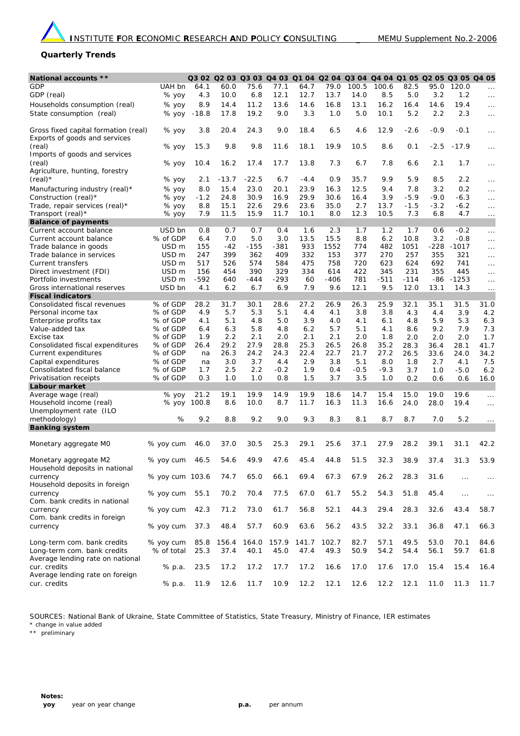## Quarterly Trends

| National accounts ** | | Q3 02 | Q2 03 | Q3 03 | Q4 03 | Q1 04 | Q2 04 | Q3 04 | Q4 04 | Q1 05 | Q2 05 | Q3 05 | Q4 05 |
|---|---|---|---|---|---|---|---|---|---|---|---|---|---|
| GDP | UAH bn | 64.1 | 60.0 | 75.6 | 77.1 | 64.7 | 79.0 | 100.5 | 100.6 | 82.5 | 95.0 | 120.0 | … |
| GDP (real) | % yoy | 4.3 | 10.0 | 6.8 | 12.1 | 12.7 | 13.7 | 14.0 | 8.5 | 5.0 | 3.2 | 1.2 | … |
| Households consumption (real) | % yoy | 8.9 | 14.4 | 11.2 | 13.6 | 14.6 | 16.8 | 13.1 | 16.2 | 16.4 | 14.6 | 19.4 | … |
| State consumption (real) | % yoy | -18.8 | 17.8 | 19.2 | 9.0 | 3.3 | 1.0 | 5.0 | 10.1 | 5.2 | 2.2 | 2.3 | … |
| Gross fixed capital formation (real) | % yoy | 3.8 | 20.4 | 24.3 | 9.0 | 18.4 | 6.5 | 4.6 | 12.9 | -2.6 | -0.9 | -0.1 | … |
| Exports of goods and services (real) | % yoy | 15.3 | 9.8 | 9.8 | 11.6 | 18.1 | 19.9 | 10.5 | 8.6 | 0.1 | -2.5 | -17.9 | … |
| Imports of goods and services (real) | % yoy | 10.4 | 16.2 | 17.4 | 17.7 | 13.8 | 7.3 | 6.7 | 7.8 | 6.6 | 2.1 | 1.7 | … |
| Agriculture, hunting, forestry (real)* | % yoy | 2.1 | -13.7 | -22.5 | 6.7 | -4.4 | 0.9 | 35.7 | 9.9 | 5.9 | 8.5 | 2.2 | … |
| Manufacturing industry (real)* | % yoy | 8.0 | 15.4 | 23.0 | 20.1 | 23.9 | 16.3 | 12.5 | 9.4 | 7.8 | 3.2 | 0.2 | … |
| Construction (real)* | % yoy | -1.2 | 24.8 | 30.9 | 16.9 | 29.9 | 30.6 | 16.4 | 3.9 | -5.9 | -9.0 | -6.3 | … |
| Trade, repair services (real)* | % yoy | 8.8 | 15.1 | 22.6 | 29.6 | 23.6 | 35.0 | 2.7 | 13.7 | -1.5 | -3.2 | -6.2 | … |
| Transport (real)* | % yoy | 7.9 | 11.5 | 15.9 | 11.7 | 10.1 | 8.0 | 12.3 | 10.5 | 7.3 | 6.8 | 4.7 | … |
| **Balance of payments** | | | | | | | | | | | | | |
| Current account balance | USD bn | 0.8 | 0.7 | 0.7 | 0.4 | 1.6 | 2.3 | 1.7 | 1.2 | 1.7 | 0.6 | -0.2 | … |
| Current account balance | % of GDP | 6.4 | 7.0 | 5.0 | 3.0 | 13.5 | 15.5 | 8.8 | 6.2 | 10.8 | 3.2 | -0.8 | … |
| Trade balance in goods | USD m | 155 | -42 | -155 | -381 | 933 | 1552 | 774 | 482 | 1051 | -228 | -1017 | … |
| Trade balance in services | USD m | 247 | 399 | 362 | 409 | 332 | 153 | 377 | 270 | 257 | 355 | 321 | … |
| Current transfers | USD m | 517 | 526 | 574 | 584 | 475 | 758 | 720 | 623 | 624 | 692 | 741 | … |
| Direct investment (FDI) | USD m | 156 | 454 | 390 | 329 | 334 | 614 | 422 | 345 | 231 | 355 | 445 | … |
| Portfolio investments | USD m | -592 | 640 | -444 | -293 | 60 | -406 | 781 | -511 | -114 | -86 | -1253 | … |
| Gross international reserves | USD bn | 4.1 | 6.2 | 6.7 | 6.9 | 7.9 | 9.6 | 12.1 | 9.5 | 12.0 | 13.1 | 14.3 | … |
| **Fiscal indicators** | | | | | | | | | | | | | |
| Consolidated fiscal revenues | % of GDP | 28.2 | 31.7 | 30.1 | 28.6 | 27.2 | 26.9 | 26.3 | 25.9 | 32.1 | 35.1 | 31.5 | 31.0 |
| Personal income tax | % of GDP | 4.9 | 5.7 | 5.3 | 5.1 | 4.4 | 4.1 | 3.8 | 3.8 | 4.3 | 4.4 | 3.9 | 4.2 |
| Enterprise profits tax | % of GDP | 4.1 | 5.1 | 4.8 | 5.0 | 3.9 | 4.0 | 4.1 | 6.1 | 4.8 | 5.9 | 5.3 | 6.3 |
| Value-added tax | % of GDP | 6.4 | 6.3 | 5.8 | 4.8 | 6.2 | 5.7 | 5.1 | 4.1 | 8.6 | 9.2 | 7.9 | 7.3 |
| Excise tax | % of GDP | 1.9 | 2.2 | 2.1 | 2.0 | 2.1 | 2.1 | 2.0 | 1.8 | 2.0 | 2.0 | 2.0 | 1.7 |
| Consolidated fiscal expenditures | % of GDP | 26.4 | 29.2 | 27.9 | 28.8 | 25.3 | 26.5 | 26.8 | 35.2 | 28.3 | 36.4 | 28.1 | 41.7 |
| Current expenditures | % of GDP | na | 26.3 | 24.2 | 24.3 | 22.4 | 22.7 | 21.7 | 27.2 | 26.5 | 33.6 | 24.0 | 34.2 |
| Capital expenditures | % of GDP | na | 3.0 | 3.7 | 4.4 | 2.9 | 3.8 | 5.1 | 8.0 | 1.8 | 2.7 | 4.1 | 7.5 |
| Consolidated fiscal balance | % of GDP | 1.7 | 2.5 | 2.2 | -0.2 | 1.9 | 0.4 | -0.5 | -9.3 | 3.7 | 1.0 | -5.0 | 6.2 |
| Privatisation receipts | % of GDP | 0.3 | 1.0 | 1.0 | 0.8 | 1.5 | 3.7 | 3.5 | 1.0 | 0.2 | 0.6 | 0.6 | 16.0 |
| **Labour market** | | | | | | | | | | | | | |
| Average wage (real) | % yoy | 21.2 | 19.1 | 19.9 | 14.9 | 19.9 | 18.6 | 14.7 | 15.4 | 15.0 | 19.0 | 19.6 | … |
| Household income (real) | % yoy | 100.8 | 8.6 | 10.0 | 8.7 | 11.7 | 16.3 | 11.3 | 16.6 | 24.0 | 28.0 | 19.4 | … |
| Unemployment rate (ILO methodology) | % | 9.2 | 8.8 | 9.2 | 9.0 | 9.3 | 8.3 | 8.1 | 8.7 | 8.7 | 7.0 | 5.2 | … |
| **Banking system** | | | | | | | | | | | | | |
| Monetary aggregate M0 | % yoy cum | 46.0 | 37.0 | 30.5 | 25.3 | 29.1 | 25.6 | 37.1 | 27.9 | 28.2 | 39.1 | 31.1 | 42.2 |
| Monetary aggregate M2 | % yoy cum | 46.5 | 54.6 | 49.9 | 47.6 | 45.4 | 44.8 | 51.5 | 32.3 | 38.9 | 37.4 | 31.3 | 53.9 |
| Household deposits in national currency | % yoy cum | 103.6 | 74.7 | 65.0 | 66.1 | 69.4 | 67.3 | 67.9 | 26.2 | 28.3 | 31.6 | … | … |
| Household deposits in foreign currency | % yoy cum | 55.1 | 70.2 | 70.4 | 77.5 | 67.0 | 61.7 | 55.2 | 54.3 | 51.8 | 45.4 | … | … |
| Com. bank credits in national currency | % yoy cum | 42.3 | 71.2 | 73.0 | 61.7 | 56.8 | 52.1 | 44.3 | 29.4 | 28.3 | 32.6 | 43.4 | 58.7 |
| Com. bank credits in foreign currency | % yoy cum | 37.3 | 48.4 | 57.7 | 60.9 | 63.6 | 56.2 | 43.5 | 32.2 | 33.1 | 36.8 | 47.1 | 66.3 |
| Long-term com. bank credits | % yoy cum | 85.8 | 156.4 | 164.0 | 157.9 | 141.7 | 102.7 | 82.7 | 57.1 | 49.5 | 53.0 | 70.1 | 84.6 |
| Long-term com. bank credits | % of total | 25.3 | 37.4 | 40.1 | 45.0 | 47.4 | 49.3 | 50.9 | 54.2 | 54.4 | 56.1 | 59.7 | 61.8 |
| Average lending rate on national cur. credits | % p.a. | 23.5 | 17.2 | 17.2 | 17.7 | 17.2 | 16.6 | 17.0 | 17.6 | 17.0 | 15.4 | 15.4 | 16.4 |
| Average lending rate on foreign cur. credits | % p.a. | 11.9 | 12.6 | 11.7 | 10.9 | 12.2 | 12.1 | 12.6 | 12.2 | 12.1 | 11.0 | 11.3 | 11.7 |

SOURCES: National Bank of Ukraine, State Committee of Statistics, State Treasury, Ministry of Finance, IER estimates

\* change in value added

** preliminary

**Notes:**

**yoy** year on year change

**p.a.** per annum